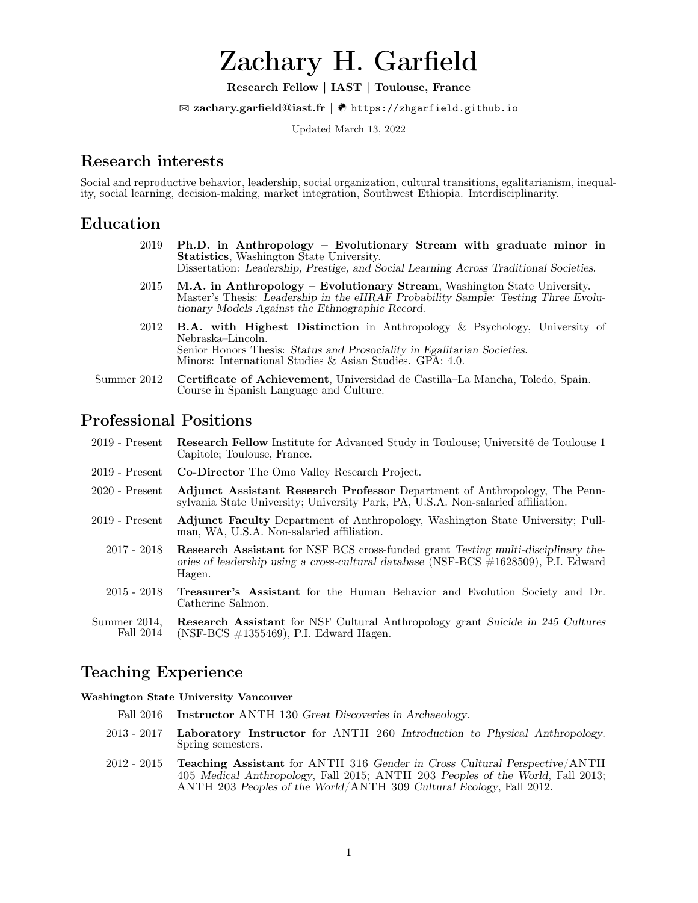# Zachary H. Garfield

**Research Fellow | IAST | Toulouse, France**

✉ **zachary.garfield@iast.fr** | 🌍 https://zhgarfield.github.io

Updated March 13, 2022

## Research interests

Social and reproductive behavior, leadership, social organization, cultural transitions, egalitarianism, inequality, social learning, decision-making, market integration, Southwest Ethiopia. Interdisciplinarity.

## Education

**2019** — **Ph.D. in Anthropology – Evolutionary Stream with graduate minor in Statistics**, Washington State University.
Dissertation: *Leadership, Prestige, and Social Learning Across Traditional Societies*.

**2015** — **M.A. in Anthropology – Evolutionary Stream**, Washington State University.
Master's Thesis: *Leadership in the eHRAF Probability Sample: Testing Three Evolutionary Models Against the Ethnographic Record*.

**2012** — **B.A. with Highest Distinction** in Anthropology & Psychology, University of Nebraska–Lincoln.
Senior Honors Thesis: *Status and Prosociality in Egalitarian Societies*.
Minors: International Studies & Asian Studies. GPA: 4.0.

**Summer 2012** — **Certificate of Achievement**, Universidad de Castilla–La Mancha, Toledo, Spain.
Course in Spanish Language and Culture.

## Professional Positions

**2019 - Present** — **Research Fellow** Institute for Advanced Study in Toulouse; Université de Toulouse 1 Capitole; Toulouse, France.

**2019 - Present** — **Co-Director** The Omo Valley Research Project.

**2020 - Present** — **Adjunct Assistant Research Professor** Department of Anthropology, The Pennsylvania State University; University Park, PA, U.S.A. Non-salaried affiliation.

**2019 - Present** — **Adjunct Faculty** Department of Anthropology, Washington State University; Pullman, WA, U.S.A. Non-salaried affiliation.

**2017 - 2018** — **Research Assistant** for NSF BCS cross-funded grant *Testing multi-disciplinary theories of leadership using a cross-cultural database* (NSF-BCS #1628509), P.I. Edward Hagen.

**2015 - 2018** — **Treasurer's Assistant** for the Human Behavior and Evolution Society and Dr. Catherine Salmon.

**Summer 2014, Fall 2014** — **Research Assistant** for NSF Cultural Anthropology grant *Suicide in 245 Cultures* (NSF-BCS #1355469), P.I. Edward Hagen.

## Teaching Experience

### Washington State University Vancouver

**Fall 2016** — **Instructor** ANTH 130 *Great Discoveries in Archaeology*.

**2013 - 2017** — **Laboratory Instructor** for ANTH 260 *Introduction to Physical Anthropology*. Spring semesters.

**2012 - 2015** — **Teaching Assistant** for ANTH 316 *Gender in Cross Cultural Perspective*/ANTH 405 *Medical Anthropology*, Fall 2015; ANTH 203 *Peoples of the World*, Fall 2013; ANTH 203 *Peoples of the World*/ANTH 309 *Cultural Ecology*, Fall 2012.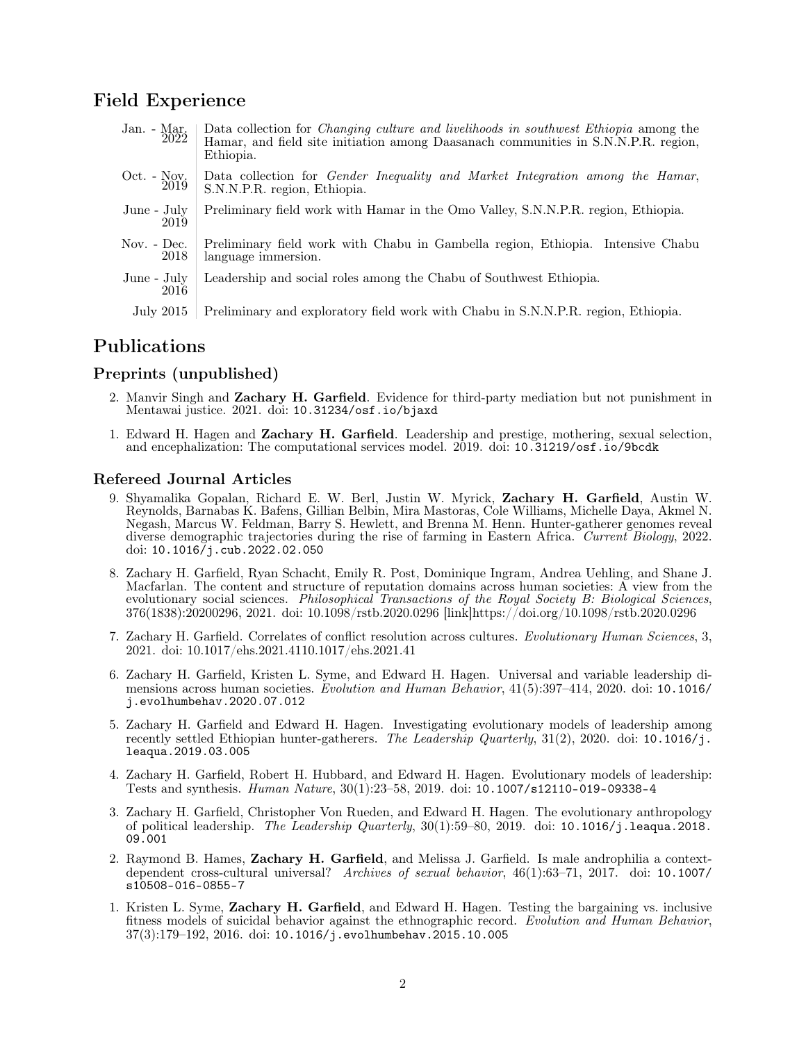# Field Experience

| | |
|---|---|
| Jan. - Mar. 2022 | Data collection for *Changing culture and livelihoods in southwest Ethiopia* among the Hamar, and field site initiation among Daasanach communities in S.N.N.P.R. region, Ethiopia. |
| Oct. - Nov. 2019 | Data collection for *Gender Inequality and Market Integration among the Hamar*, S.N.N.P.R. region, Ethiopia. |
| June - July 2019 | Preliminary field work with Hamar in the Omo Valley, S.N.N.P.R. region, Ethiopia. |
| Nov. - Dec. 2018 | Preliminary field work with Chabu in Gambella region, Ethiopia. Intensive Chabu language immersion. |
| June - July 2016 | Leadership and social roles among the Chabu of Southwest Ethiopia. |
| July 2015 | Preliminary and exploratory field work with Chabu in S.N.N.P.R. region, Ethiopia. |

# Publications

## Preprints (unpublished)

2. Manvir Singh and **Zachary H. Garfield**. Evidence for third-party mediation but not punishment in Mentawai justice. 2021. doi: `10.31234/osf.io/bjaxd`

1. Edward H. Hagen and **Zachary H. Garfield**. Leadership and prestige, mothering, sexual selection, and encephalization: The computational services model. 2019. doi: `10.31219/osf.io/9bcdk`

## Refereed Journal Articles

9. Shyamalika Gopalan, Richard E. W. Berl, Justin W. Myrick, **Zachary H. Garfield**, Austin W. Reynolds, Barnabas K. Bafens, Gillian Belbin, Mira Mastoras, Cole Williams, Michelle Daya, Akmel N. Negash, Marcus W. Feldman, Barry S. Hewlett, and Brenna M. Henn. Hunter-gatherer genomes reveal diverse demographic trajectories during the rise of farming in Eastern Africa. *Current Biology*, 2022. doi: `10.1016/j.cub.2022.02.050`

8. Zachary H. Garfield, Ryan Schacht, Emily R. Post, Dominique Ingram, Andrea Uehling, and Shane J. Macfarlan. The content and structure of reputation domains across human societies: A view from the evolutionary social sciences. *Philosophical Transactions of the Royal Society B: Biological Sciences*, 376(1838):20200296, 2021. doi: 10.1098/rstb.2020.0296 [link]https://doi.org/10.1098/rstb.2020.0296

7. Zachary H. Garfield. Correlates of conflict resolution across cultures. *Evolutionary Human Sciences*, 3, 2021. doi: 10.1017/ehs.2021.4110.1017/ehs.2021.41

6. Zachary H. Garfield, Kristen L. Syme, and Edward H. Hagen. Universal and variable leadership dimensions across human societies. *Evolution and Human Behavior*, 41(5):397–414, 2020. doi: `10.1016/j.evolhumbehav.2020.07.012`

5. Zachary H. Garfield and Edward H. Hagen. Investigating evolutionary models of leadership among recently settled Ethiopian hunter-gatherers. *The Leadership Quarterly*, 31(2), 2020. doi: `10.1016/j.leaqua.2019.03.005`

4. Zachary H. Garfield, Robert H. Hubbard, and Edward H. Hagen. Evolutionary models of leadership: Tests and synthesis. *Human Nature*, 30(1):23–58, 2019. doi: `10.1007/s12110-019-09338-4`

3. Zachary H. Garfield, Christopher Von Rueden, and Edward H. Hagen. The evolutionary anthropology of political leadership. *The Leadership Quarterly*, 30(1):59–80, 2019. doi: `10.1016/j.leaqua.2018.09.001`

2. Raymond B. Hames, **Zachary H. Garfield**, and Melissa J. Garfield. Is male androphilia a context-dependent cross-cultural universal? *Archives of sexual behavior*, 46(1):63–71, 2017. doi: `10.1007/s10508-016-0855-7`

1. Kristen L. Syme, **Zachary H. Garfield**, and Edward H. Hagen. Testing the bargaining vs. inclusive fitness models of suicidal behavior against the ethnographic record. *Evolution and Human Behavior*, 37(3):179–192, 2016. doi: `10.1016/j.evolhumbehav.2015.10.005`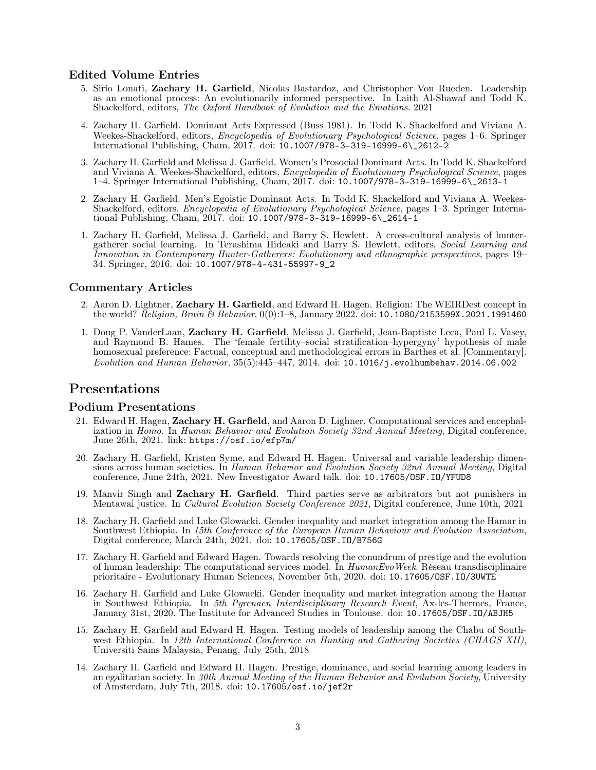### Edited Volume Entries

5. Sirio Lonati, **Zachary H. Garfield**, Nicolas Bastardoz, and Christopher Von Rueden. Leadership as an emotional process: An evolutionarily informed perspective. In Laith Al-Shawaf and Todd K. Shackelford, editors, *The Oxford Handbook of Evolution and the Emotions*. 2021

4. Zachary H. Garfield. Dominant Acts Expressed (Buss 1981). In Todd K. Shackelford and Viviana A. Weekes-Shackelford, editors, *Encyclopedia of Evolutionary Psychological Science*, pages 1–6. Springer International Publishing, Cham, 2017. doi: `10.1007/978-3-319-16999-6\_2612-2`

3. Zachary H. Garfield and Melissa J. Garfield. Women's Prosocial Dominant Acts. In Todd K. Shackelford and Viviana A. Weekes-Shackelford, editors, *Encyclopedia of Evolutionary Psychological Science*, pages 1–4. Springer International Publishing, Cham, 2017. doi: `10.1007/978-3-319-16999-6\_2613-1`

2. Zachary H. Garfield. Men's Egoistic Dominant Acts. In Todd K. Shackelford and Viviana A. Weekes-Shackelford, editors, *Encyclopedia of Evolutionary Psychological Science*, pages 1–3. Springer International Publishing, Cham, 2017. doi: `10.1007/978-3-319-16999-6\_2614-1`

1. Zachary H. Garfield, Melissa J. Garfield, and Barry S. Hewlett. A cross-cultural analysis of hunter-gatherer social learning. In Terashima Hideaki and Barry S. Hewlett, editors, *Social Learning and Innovation in Contemporary Hunter-Gatherers: Evolutionary and ethnographic perspectives*, pages 19–34. Springer, 2016. doi: `10.1007/978-4-431-55997-9_2`

### Commentary Articles

2. Aaron D. Lightner, **Zachary H. Garfield**, and Edward H. Hagen. Religion: The WEIRDest concept in the world? *Religion, Brain & Behavior*, 0(0):1–8, January 2022. doi: `10.1080/2153599X.2021.1991460`

1. Doug P. VanderLaan, **Zachary H. Garfield**, Melissa J. Garfield, Jean-Baptiste Leca, Paul L. Vasey, and Raymond B. Hames. The 'female fertility–social stratification–hypergyny' hypothesis of male homosexual preference: Factual, conceptual and methodological errors in Barthes et al. [Commentary]. *Evolution and Human Behavior*, 35(5):445–447, 2014. doi: `10.1016/j.evolhumbehav.2014.06.002`

## Presentations

### Podium Presentations

21. Edward H. Hagen, **Zachary H. Garfield**, and Aaron D. Lighner. Computational services and encephalization in *Homo*. In *Human Behavior and Evolution Society 32nd Annual Meeting*, Digital conference, June 26th, 2021. link: `https://osf.io/efp7m/`

20. Zachary H. Garfield, Kristen Syme, and Edward H. Hagen. Universal and variable leadership dimensions across human societies. In *Human Behavior and Evolution Society 32nd Annual Meeting*, Digital conference, June 24th, 2021. New Investigator Award talk. doi: `10.17605/OSF.IO/YFUD8`

19. Manvir Singh and **Zachary H. Garfield**. Third parties serve as arbitrators but not punishers in Mentawai justice. In *Cultural Evolution Society Conference 2021*, Digital conference, June 10th, 2021

18. Zachary H. Garfield and Luke Glowacki. Gender inequality and market integration among the Hamar in Southwest Ethiopia. In *15th Conference of the European Human Behaviour and Evolution Association*, Digital conference, March 24th, 2021. doi: `10.17605/OSF.IO/B756G`

17. Zachary H. Garfield and Edward Hagen. Towards resolving the conundrum of prestige and the evolution of human leadership: The computational services model. In *HumanEvoWeek*. Réseau transdisciplinaire prioritaire - Evolutionary Human Sciences, November 5th, 2020. doi: `10.17605/OSF.IO/3UWTE`

16. Zachary H. Garfield and Luke Glowacki. Gender inequality and market integration among the Hamar in Southwest Ethiopia. In *5th Pyrenaen Interdisciplinary Research Event*, Ax-les-Thermes, France, January 31st, 2020. The Institute for Advanced Studies in Toulouse. doi: `10.17605/OSF.IO/ABJH5`

15. Zachary H. Garfield and Edward H. Hagen. Testing models of leadership among the Chabu of Southwest Ethiopia. In *12th International Conference on Hunting and Gathering Societies (CHAGS XII)*, Universiti Sains Malaysia, Penang, July 25th, 2018

14. Zachary H. Garfield and Edward H. Hagen. Prestige, dominance, and social learning among leaders in an egalitarian society. In *30th Annual Meeting of the Human Behavior and Evolution Society*, University of Amsterdam, July 7th, 2018. doi: `10.17605/osf.io/jef2r`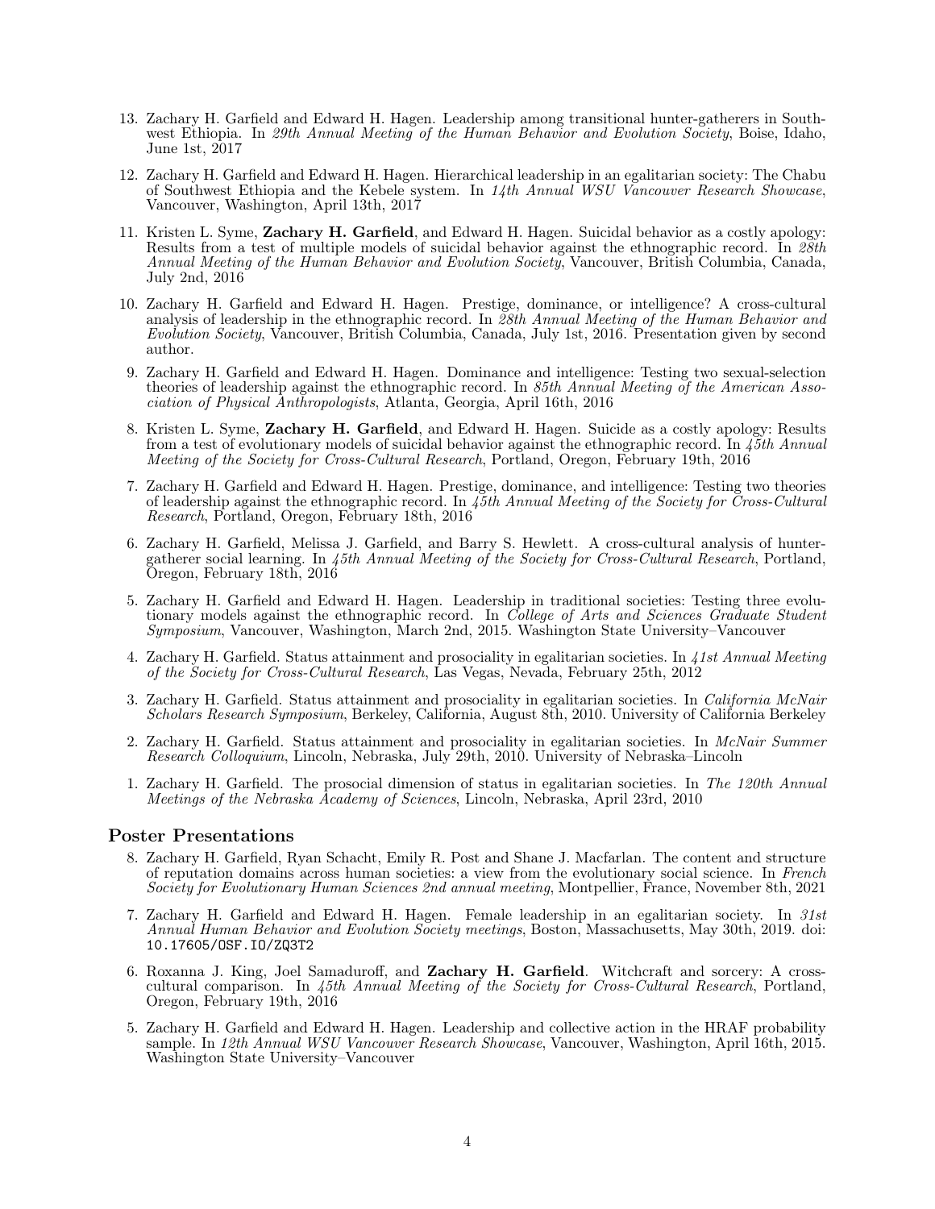13. Zachary H. Garfield and Edward H. Hagen. Leadership among transitional hunter-gatherers in Southwest Ethiopia. In *29th Annual Meeting of the Human Behavior and Evolution Society*, Boise, Idaho, June 1st, 2017

12. Zachary H. Garfield and Edward H. Hagen. Hierarchical leadership in an egalitarian society: The Chabu of Southwest Ethiopia and the Kebele system. In *14th Annual WSU Vancouver Research Showcase*, Vancouver, Washington, April 13th, 2017

11. Kristen L. Syme, **Zachary H. Garfield**, and Edward H. Hagen. Suicidal behavior as a costly apology: Results from a test of multiple models of suicidal behavior against the ethnographic record. In *28th Annual Meeting of the Human Behavior and Evolution Society*, Vancouver, British Columbia, Canada, July 2nd, 2016

10. Zachary H. Garfield and Edward H. Hagen. Prestige, dominance, or intelligence? A cross-cultural analysis of leadership in the ethnographic record. In *28th Annual Meeting of the Human Behavior and Evolution Society*, Vancouver, British Columbia, Canada, July 1st, 2016. Presentation given by second author.

9. Zachary H. Garfield and Edward H. Hagen. Dominance and intelligence: Testing two sexual-selection theories of leadership against the ethnographic record. In *85th Annual Meeting of the American Association of Physical Anthropologists*, Atlanta, Georgia, April 16th, 2016

8. Kristen L. Syme, **Zachary H. Garfield**, and Edward H. Hagen. Suicide as a costly apology: Results from a test of evolutionary models of suicidal behavior against the ethnographic record. In *45th Annual Meeting of the Society for Cross-Cultural Research*, Portland, Oregon, February 19th, 2016

7. Zachary H. Garfield and Edward H. Hagen. Prestige, dominance, and intelligence: Testing two theories of leadership against the ethnographic record. In *45th Annual Meeting of the Society for Cross-Cultural Research*, Portland, Oregon, February 18th, 2016

6. Zachary H. Garfield, Melissa J. Garfield, and Barry S. Hewlett. A cross-cultural analysis of hunter-gatherer social learning. In *45th Annual Meeting of the Society for Cross-Cultural Research*, Portland, Oregon, February 18th, 2016

5. Zachary H. Garfield and Edward H. Hagen. Leadership in traditional societies: Testing three evolutionary models against the ethnographic record. In *College of Arts and Sciences Graduate Student Symposium*, Vancouver, Washington, March 2nd, 2015. Washington State University–Vancouver

4. Zachary H. Garfield. Status attainment and prosociality in egalitarian societies. In *41st Annual Meeting of the Society for Cross-Cultural Research*, Las Vegas, Nevada, February 25th, 2012

3. Zachary H. Garfield. Status attainment and prosociality in egalitarian societies. In *California McNair Scholars Research Symposium*, Berkeley, California, August 8th, 2010. University of California Berkeley

2. Zachary H. Garfield. Status attainment and prosociality in egalitarian societies. In *McNair Summer Research Colloquium*, Lincoln, Nebraska, July 29th, 2010. University of Nebraska–Lincoln

1. Zachary H. Garfield. The prosocial dimension of status in egalitarian societies. In *The 120th Annual Meetings of the Nebraska Academy of Sciences*, Lincoln, Nebraska, April 23rd, 2010

## Poster Presentations

8. Zachary H. Garfield, Ryan Schacht, Emily R. Post and Shane J. Macfarlan. The content and structure of reputation domains across human societies: a view from the evolutionary social science. In *French Society for Evolutionary Human Sciences 2nd annual meeting*, Montpellier, France, November 8th, 2021

7. Zachary H. Garfield and Edward H. Hagen. Female leadership in an egalitarian society. In *31st Annual Human Behavior and Evolution Society meetings*, Boston, Massachusetts, May 30th, 2019. doi: `10.17605/OSF.IO/ZQ3T2`

6. Roxanna J. King, Joel Samaduroff, and **Zachary H. Garfield**. Witchcraft and sorcery: A cross-cultural comparison. In *45th Annual Meeting of the Society for Cross-Cultural Research*, Portland, Oregon, February 19th, 2016

5. Zachary H. Garfield and Edward H. Hagen. Leadership and collective action in the HRAF probability sample. In *12th Annual WSU Vancouver Research Showcase*, Vancouver, Washington, April 16th, 2015. Washington State University–Vancouver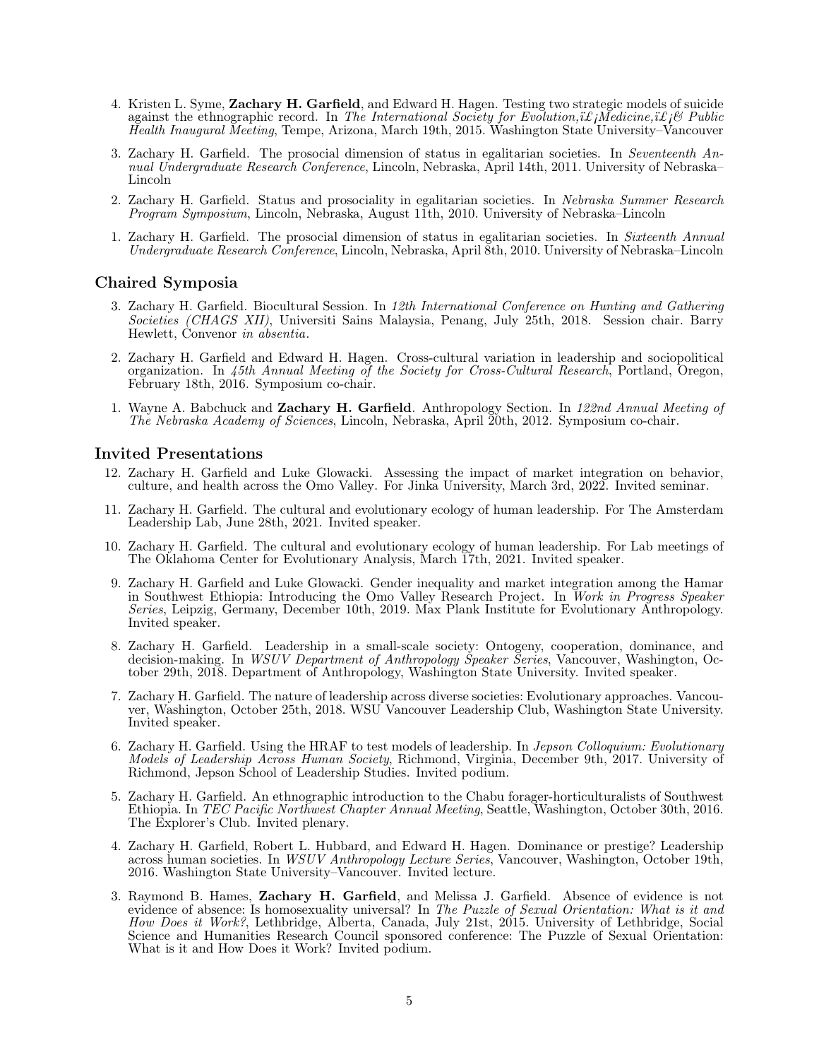4. Kristen L. Syme, **Zachary H. Garfield**, and Edward H. Hagen. Testing two strategic models of suicide against the ethnographic record. In *The International Society for Evolution,ï£¡Medicine,ï£¡& Public Health Inaugural Meeting*, Tempe, Arizona, March 19th, 2015. Washington State University–Vancouver

3. Zachary H. Garfield. The prosocial dimension of status in egalitarian societies. In *Seventeenth Annual Undergraduate Research Conference*, Lincoln, Nebraska, April 14th, 2011. University of Nebraska–Lincoln

2. Zachary H. Garfield. Status and prosociality in egalitarian societies. In *Nebraska Summer Research Program Symposium*, Lincoln, Nebraska, August 11th, 2010. University of Nebraska–Lincoln

1. Zachary H. Garfield. The prosocial dimension of status in egalitarian societies. In *Sixteenth Annual Undergraduate Research Conference*, Lincoln, Nebraska, April 8th, 2010. University of Nebraska–Lincoln

## Chaired Symposia

3. Zachary H. Garfield. Biocultural Session. In *12th International Conference on Hunting and Gathering Societies (CHAGS XII)*, Universiti Sains Malaysia, Penang, July 25th, 2018. Session chair. Barry Hewlett, Convenor *in absentia*.

2. Zachary H. Garfield and Edward H. Hagen. Cross-cultural variation in leadership and sociopolitical organization. In *45th Annual Meeting of the Society for Cross-Cultural Research*, Portland, Oregon, February 18th, 2016. Symposium co-chair.

1. Wayne A. Babchuck and **Zachary H. Garfield**. Anthropology Section. In *122nd Annual Meeting of The Nebraska Academy of Sciences*, Lincoln, Nebraska, April 20th, 2012. Symposium co-chair.

## Invited Presentations

12. Zachary H. Garfield and Luke Glowacki. Assessing the impact of market integration on behavior, culture, and health across the Omo Valley. For Jinka University, March 3rd, 2022. Invited seminar.

11. Zachary H. Garfield. The cultural and evolutionary ecology of human leadership. For The Amsterdam Leadership Lab, June 28th, 2021. Invited speaker.

10. Zachary H. Garfield. The cultural and evolutionary ecology of human leadership. For Lab meetings of The Oklahoma Center for Evolutionary Analysis, March 17th, 2021. Invited speaker.

9. Zachary H. Garfield and Luke Glowacki. Gender inequality and market integration among the Hamar in Southwest Ethiopia: Introducing the Omo Valley Research Project. In *Work in Progress Speaker Series*, Leipzig, Germany, December 10th, 2019. Max Plank Institute for Evolutionary Anthropology. Invited speaker.

8. Zachary H. Garfield. Leadership in a small-scale society: Ontogeny, cooperation, dominance, and decision-making. In *WSUV Department of Anthropology Speaker Series*, Vancouver, Washington, October 29th, 2018. Department of Anthropology, Washington State University. Invited speaker.

7. Zachary H. Garfield. The nature of leadership across diverse societies: Evolutionary approaches. Vancouver, Washington, October 25th, 2018. WSU Vancouver Leadership Club, Washington State University. Invited speaker.

6. Zachary H. Garfield. Using the HRAF to test models of leadership. In *Jepson Colloquium: Evolutionary Models of Leadership Across Human Society*, Richmond, Virginia, December 9th, 2017. University of Richmond, Jepson School of Leadership Studies. Invited podium.

5. Zachary H. Garfield. An ethnographic introduction to the Chabu forager-horticulturalists of Southwest Ethiopia. In *TEC Pacific Northwest Chapter Annual Meeting*, Seattle, Washington, October 30th, 2016. The Explorer's Club. Invited plenary.

4. Zachary H. Garfield, Robert L. Hubbard, and Edward H. Hagen. Dominance or prestige? Leadership across human societies. In *WSUV Anthropology Lecture Series*, Vancouver, Washington, October 19th, 2016. Washington State University–Vancouver. Invited lecture.

3. Raymond B. Hames, **Zachary H. Garfield**, and Melissa J. Garfield. Absence of evidence is not evidence of absence: Is homosexuality universal? In *The Puzzle of Sexual Orientation: What is it and How Does it Work?*, Lethbridge, Alberta, Canada, July 21st, 2015. University of Lethbridge, Social Science and Humanities Research Council sponsored conference: The Puzzle of Sexual Orientation: What is it and How Does it Work? Invited podium.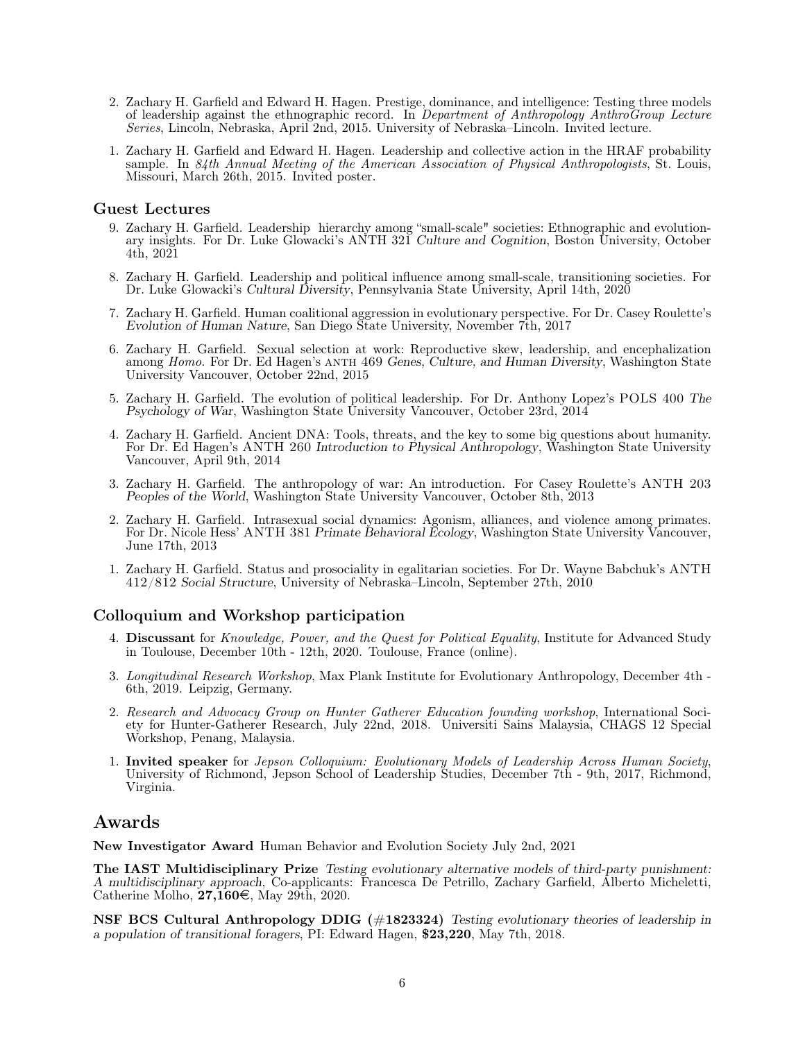2. Zachary H. Garfield and Edward H. Hagen. Prestige, dominance, and intelligence: Testing three models of leadership against the ethnographic record. In *Department of Anthropology AnthroGroup Lecture Series*, Lincoln, Nebraska, April 2nd, 2015. University of Nebraska–Lincoln. Invited lecture.

1. Zachary H. Garfield and Edward H. Hagen. Leadership and collective action in the HRAF probability sample. In *84th Annual Meeting of the American Association of Physical Anthropologists*, St. Louis, Missouri, March 26th, 2015. Invited poster.

### Guest Lectures

9. Zachary H. Garfield. Leadership hierarchy among "small-scale" societies: Ethnographic and evolutionary insights. For Dr. Luke Glowacki's ANTH 321 *Culture and Cognition*, Boston University, October 4th, 2021

8. Zachary H. Garfield. Leadership and political influence among small-scale, transitioning societies. For Dr. Luke Glowacki's *Cultural Diversity*, Pennsylvania State University, April 14th, 2020

7. Zachary H. Garfield. Human coalitional aggression in evolutionary perspective. For Dr. Casey Roulette's *Evolution of Human Nature*, San Diego State University, November 7th, 2017

6. Zachary H. Garfield. Sexual selection at work: Reproductive skew, leadership, and encephalization among *Homo*. For Dr. Ed Hagen's ANTH 469 *Genes, Culture, and Human Diversity*, Washington State University Vancouver, October 22nd, 2015

5. Zachary H. Garfield. The evolution of political leadership. For Dr. Anthony Lopez's POLS 400 *The Psychology of War*, Washington State University Vancouver, October 23rd, 2014

4. Zachary H. Garfield. Ancient DNA: Tools, threats, and the key to some big questions about humanity. For Dr. Ed Hagen's ANTH 260 *Introduction to Physical Anthropology*, Washington State University Vancouver, April 9th, 2014

3. Zachary H. Garfield. The anthropology of war: An introduction. For Casey Roulette's ANTH 203 *Peoples of the World*, Washington State University Vancouver, October 8th, 2013

2. Zachary H. Garfield. Intrasexual social dynamics: Agonism, alliances, and violence among primates. For Dr. Nicole Hess' ANTH 381 *Primate Behavioral Ecology*, Washington State University Vancouver, June 17th, 2013

1. Zachary H. Garfield. Status and prosociality in egalitarian societies. For Dr. Wayne Babchuk's ANTH 412/812 *Social Structure*, University of Nebraska–Lincoln, September 27th, 2010

### Colloquium and Workshop participation

4. **Discussant** for *Knowledge, Power, and the Quest for Political Equality*, Institute for Advanced Study in Toulouse, December 10th - 12th, 2020. Toulouse, France (online).

3. *Longitudinal Research Workshop*, Max Plank Institute for Evolutionary Anthropology, December 4th - 6th, 2019. Leipzig, Germany.

2. *Research and Advocacy Group on Hunter Gatherer Education founding workshop*, International Society for Hunter-Gatherer Research, July 22nd, 2018. Universiti Sains Malaysia, CHAGS 12 Special Workshop, Penang, Malaysia.

1. **Invited speaker** for *Jepson Colloquium: Evolutionary Models of Leadership Across Human Society*, University of Richmond, Jepson School of Leadership Studies, December 7th - 9th, 2017, Richmond, Virginia.

## Awards

**New Investigator Award** Human Behavior and Evolution Society July 2nd, 2021

**The IAST Multidisciplinary Prize** *Testing evolutionary alternative models of third-party punishment: A multidisciplinary approach*, Co-applicants: Francesca De Petrillo, Zachary Garfield, Alberto Micheletti, Catherine Molho, **27,160€**, May 29th, 2020.

**NSF BCS Cultural Anthropology DDIG (#1823324)** *Testing evolutionary theories of leadership in a population of transitional foragers*, PI: Edward Hagen, **$23,220**, May 7th, 2018.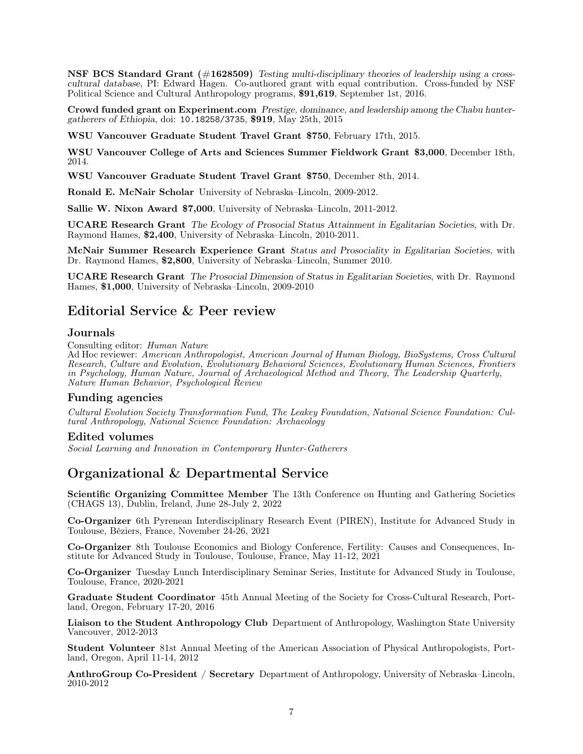**NSF BCS Standard Grant (#1628509)** *Testing multi-disciplinary theories of leadership using a cross-cultural database*, PI: Edward Hagen. Co-authored grant with equal contribution. Cross-funded by NSF Political Science and Cultural Anthropology programs, **$91,619**, September 1st, 2016.

**Crowd funded grant on Experiment.com** *Prestige, dominance, and leadership among the Chabu hunter-gatherers of Ethiopia*, doi: `10.18258/3735`, **$919**, May 25th, 2015

**WSU Vancouver Graduate Student Travel Grant $750**, February 17th, 2015.

**WSU Vancouver College of Arts and Sciences Summer Fieldwork Grant $3,000**, December 18th, 2014.

**WSU Vancouver Graduate Student Travel Grant $750**, December 8th, 2014.

**Ronald E. McNair Scholar** University of Nebraska–Lincoln, 2009-2012.

**Sallie W. Nixon Award $7,000**, University of Nebraska–Lincoln, 2011-2012.

**UCARE Research Grant** *The Ecology of Prosocial Status Attainment in Egalitarian Societies*, with Dr. Raymond Hames, **$2,400**, University of Nebraska–Lincoln, 2010-2011.

**McNair Summer Research Experience Grant** *Status and Prosociality in Egalitarian Societies*, with Dr. Raymond Hames, **$2,800**, University of Nebraska–Lincoln, Summer 2010.

**UCARE Research Grant** *The Prosocial Dimension of Status in Egalitarian Societies*, with Dr. Raymond Hames, **$1,000**, University of Nebraska–Lincoln, 2009-2010

## Editorial Service & Peer review

### Journals

Consulting editor: *Human Nature*
Ad Hoc reviewer: *American Anthropologist, American Journal of Human Biology, BioSystems, Cross Cultural Research, Culture and Evolution, Evolutionary Behavioral Sciences, Evolutionary Human Sciences, Frontiers in Psychology, Human Nature, Journal of Archaeological Method and Theory, The Leadership Quarterly, Nature Human Behavior, Psychological Review*

### Funding agencies

*Cultural Evolution Society Transformation Fund*, *The Leakey Foundation*, *National Science Foundation: Cultural Anthropology*, *National Science Foundation: Archaeology*

### Edited volumes

*Social Learning and Innovation in Contemporary Hunter-Gatherers*

## Organizational & Departmental Service

**Scientific Organizing Committee Member** The 13th Conference on Hunting and Gathering Societies (CHAGS 13), Dublin, Ireland, June 28-July 2, 2022

**Co-Organizer** 6th Pyrenean Interdisciplinary Research Event (PIREN), Institute for Advanced Study in Toulouse, Béziers, France, November 24-26, 2021

**Co-Organizer** 8th Toulouse Economics and Biology Conference, Fertility: Causes and Consequences, Institute for Advanced Study in Toulouse, Toulouse, France, May 11-12, 2021

**Co-Organizer** Tuesday Lunch Interdisciplinary Seminar Series, Institute for Advanced Study in Toulouse, Toulouse, France, 2020-2021

**Graduate Student Coordinator** 45th Annual Meeting of the Society for Cross-Cultural Research, Portland, Oregon, February 17-20, 2016

**Liaison to the Student Anthropology Club** Department of Anthropology, Washington State University Vancouver, 2012-2013

**Student Volunteer** 81st Annual Meeting of the American Association of Physical Anthropologists, Portland, Oregon, April 11-14, 2012

**AnthroGroup Co-President / Secretary** Department of Anthropology, University of Nebraska–Lincoln, 2010-2012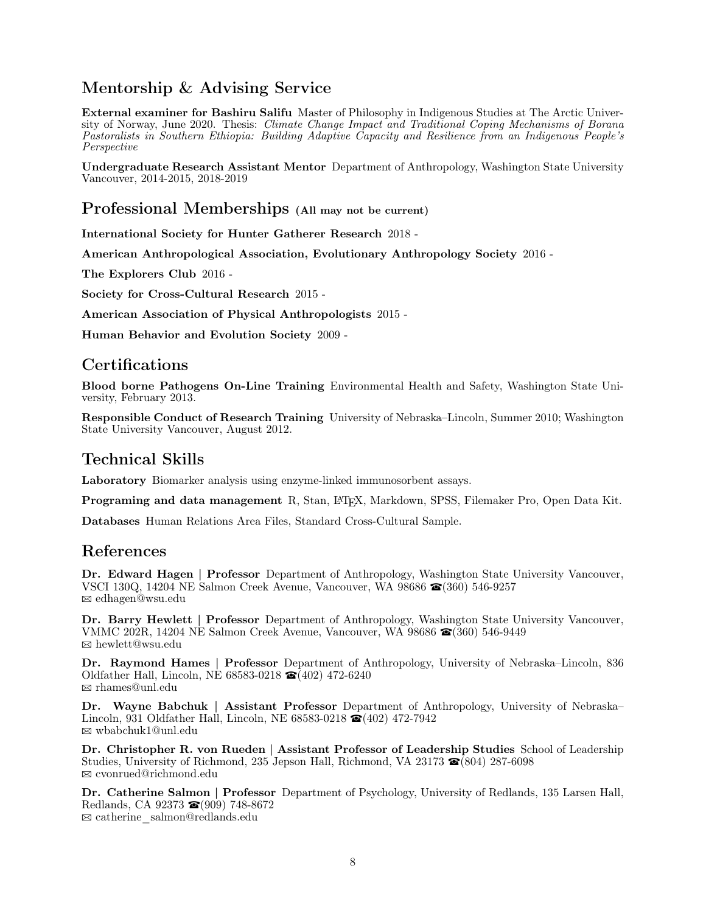## Mentorship & Advising Service

**External examiner for Bashiru Salifu** Master of Philosophy in Indigenous Studies at The Arctic University of Norway, June 2020. Thesis: *Climate Change Impact and Traditional Coping Mechanisms of Borana Pastoralists in Southern Ethiopia: Building Adaptive Capacity and Resilience from an Indigenous People's Perspective*

**Undergraduate Research Assistant Mentor** Department of Anthropology, Washington State University Vancouver, 2014-2015, 2018-2019

## Professional Memberships (All may not be current)

**International Society for Hunter Gatherer Research** 2018 -

**American Anthropological Association, Evolutionary Anthropology Society** 2016 -

**The Explorers Club** 2016 -

**Society for Cross-Cultural Research** 2015 -

**American Association of Physical Anthropologists** 2015 -

**Human Behavior and Evolution Society** 2009 -

## Certifications

**Blood borne Pathogens On-Line Training** Environmental Health and Safety, Washington State University, February 2013.

**Responsible Conduct of Research Training** University of Nebraska–Lincoln, Summer 2010; Washington State University Vancouver, August 2012.

## Technical Skills

**Laboratory** Biomarker analysis using enzyme-linked immunosorbent assays.

**Programing and data management** R, Stan, LaTeX, Markdown, SPSS, Filemaker Pro, Open Data Kit.

**Databases** Human Relations Area Files, Standard Cross-Cultural Sample.

## References

**Dr. Edward Hagen | Professor** Department of Anthropology, Washington State University Vancouver, VSCI 130Q, 14204 NE Salmon Creek Avenue, Vancouver, WA 98686 ☎(360) 546-9257
✉ edhagen@wsu.edu

**Dr. Barry Hewlett | Professor** Department of Anthropology, Washington State University Vancouver, VMMC 202R, 14204 NE Salmon Creek Avenue, Vancouver, WA 98686 ☎(360) 546-9449
✉ hewlett@wsu.edu

**Dr. Raymond Hames | Professor** Department of Anthropology, University of Nebraska–Lincoln, 836 Oldfather Hall, Lincoln, NE 68583-0218 ☎(402) 472-6240
✉ rhames@unl.edu

**Dr. Wayne Babchuk | Assistant Professor** Department of Anthropology, University of Nebraska–Lincoln, 931 Oldfather Hall, Lincoln, NE 68583-0218 ☎(402) 472-7942
✉ wbabchuk1@unl.edu

**Dr. Christopher R. von Rueden | Assistant Professor of Leadership Studies** School of Leadership Studies, University of Richmond, 235 Jepson Hall, Richmond, VA 23173 ☎(804) 287-6098
✉ cvonrued@richmond.edu

**Dr. Catherine Salmon | Professor** Department of Psychology, University of Redlands, 135 Larsen Hall, Redlands, CA 92373 ☎(909) 748-8672
✉ catherine_salmon@redlands.edu